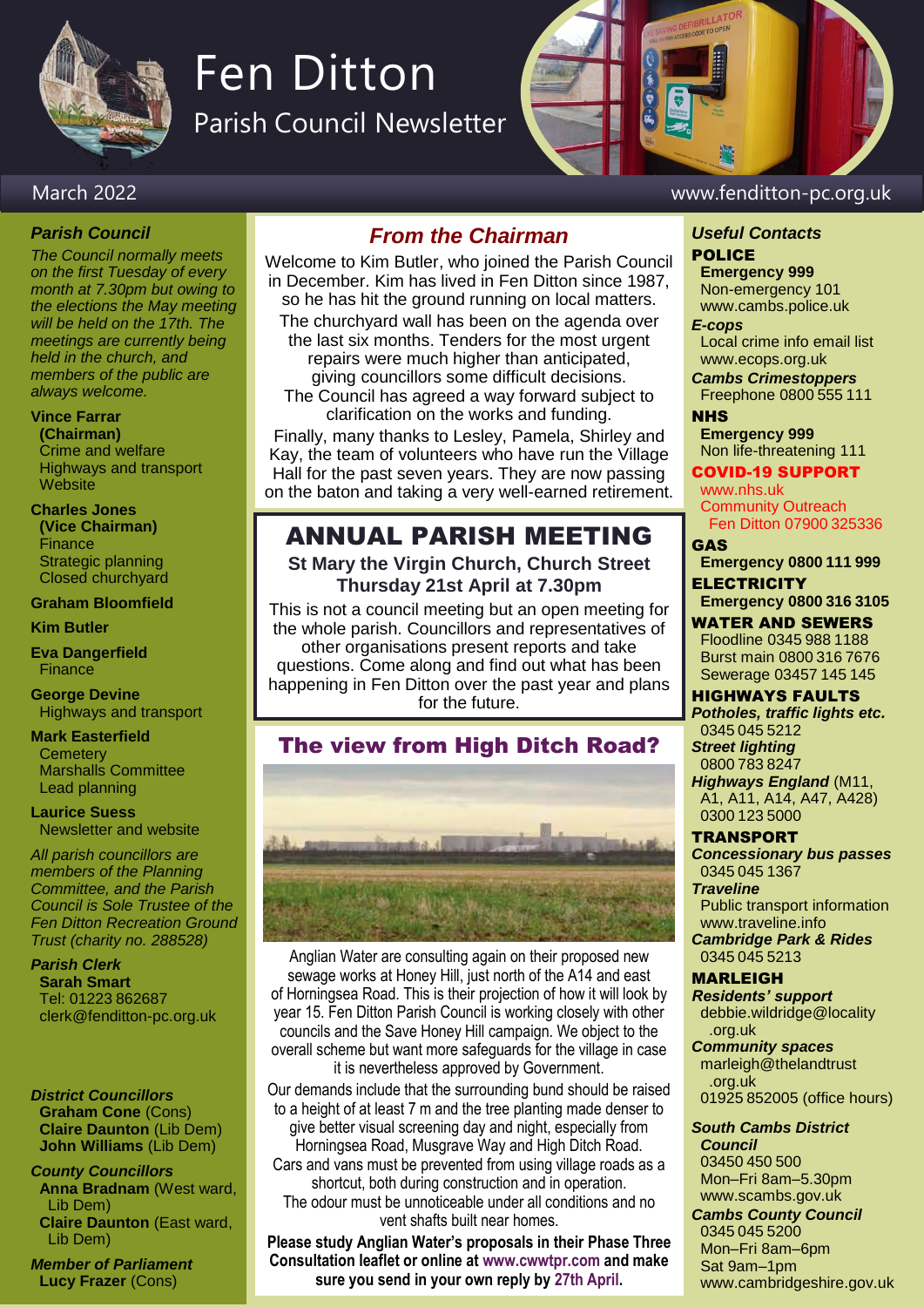# Fen Ditton

## Parish Council Newsletter

March 2022

www.fenditton-pc.org.uk

### *Parish Council*

*The Council normally meets on the first Tuesday of every month at 7.30pm but owing to the elections the May meeting will be held on the 17th. The meetings are currently being held in the church, and members of the public are always welcome.*

**Vince Farrar (Chairman)**
Crime and welfare
Highways and transport
Website

**Charles Jones (Vice Chairman)**
Finance
Strategic planning
Closed churchyard

**Graham Bloomfield**

**Kim Butler**

**Eva Dangerfield**
Finance

**George Devine**
Highways and transport

**Mark Easterfield**
Cemetery
Marshalls Committee
Lead planning

**Laurice Suess**
Newsletter and website

*All parish councillors are members of the Planning Committee, and the Parish Council is Sole Trustee of the Fen Ditton Recreation Ground Trust (charity no. 288528)*

*Parish Clerk*
**Sarah Smart**
Tel: 01223 862687
clerk@fenditton-pc.org.uk

*District Councillors*
**Graham Cone** (Cons)
**Claire Daunton** (Lib Dem)
**John Williams** (Lib Dem)

*County Councillors*
**Anna Bradnam** (West ward, Lib Dem)
**Claire Daunton** (East ward, Lib Dem)

*Member of Parliament*
**Lucy Frazer** (Cons)

## *From the Chairman*

Welcome to Kim Butler, who joined the Parish Council in December. Kim has lived in Fen Ditton since 1987, so he has hit the ground running on local matters.

The churchyard wall has been on the agenda over the last six months. Tenders for the most urgent repairs were much higher than anticipated, giving councillors some difficult decisions. The Council has agreed a way forward subject to clarification on the works and funding.

Finally, many thanks to Lesley, Pamela, Shirley and Kay, the team of volunteers who have run the Village Hall for the past seven years. They are now passing on the baton and taking a very well-earned retirement.

## ANNUAL PARISH MEETING

**St Mary the Virgin Church, Church Street**
**Thursday 21st April at 7.30pm**

This is not a council meeting but an open meeting for the whole parish. Councillors and representatives of other organisations present reports and take questions. Come along and find out what has been happening in Fen Ditton over the past year and plans for the future.

## The view from High Ditch Road?

Anglian Water are consulting again on their proposed new sewage works at Honey Hill, just north of the A14 and east of Horningsea Road. This is their projection of how it will look by year 15. Fen Ditton Parish Council is working closely with other councils and the Save Honey Hill campaign. We object to the overall scheme but want more safeguards for the village in case it is nevertheless approved by Government.

Our demands include that the surrounding bund should be raised to a height of at least 7 m and the tree planting made denser to give better visual screening day and night, especially from Horningsea Road, Musgrave Way and High Ditch Road.

Cars and vans must be prevented from using village roads as a shortcut, both during construction and in operation.

The odour must be unnoticeable under all conditions and no vent shafts built near homes.

**Please study Anglian Water's proposals in their Phase Three Consultation leaflet or online at www.cwwtpr.com and make sure you send in your own reply by 27th April.**

### *Useful Contacts*

**POLICE**
**Emergency 999**
Non-emergency 101
www.cambs.police.uk

*E-cops*
Local crime info email list
www.ecops.org.uk

*Cambs Crimestoppers*
Freephone 0800 555 111

**NHS**
**Emergency 999**
Non life-threatening 111

**COVID-19 SUPPORT**
www.nhs.uk
Community Outreach
Fen Ditton 07900 325336

**GAS**
**Emergency 0800 111 999**

**ELECTRICITY**
**Emergency 0800 316 3105**

**WATER AND SEWERS**
Floodline 0345 988 1188
Burst main 0800 316 7676
Sewerage 03457 145 145

**HIGHWAYS FAULTS**
*Potholes, traffic lights etc.*
0345 045 5212
*Street lighting*
0800 783 8247
*Highways England* (M11, A1, A11, A14, A47, A428)
0300 123 5000

**TRANSPORT**
*Concessionary bus passes*
0345 045 1367
*Traveline*
Public transport information
www.traveline.info
*Cambridge Park & Rides*
0345 045 5213

**MARLEIGH**
*Residents' support*
debbie.wildridge@locality.org.uk
*Community spaces*
marleigh@thelandtrust.org.uk
01925 852005 (office hours)

*South Cambs District Council*
03450 450 500
Mon–Fri 8am–5.30pm
www.scambs.gov.uk

*Cambs County Council*
0345 045 5200
Mon–Fri 8am–6pm
Sat 9am–1pm
www.cambridgeshire.gov.uk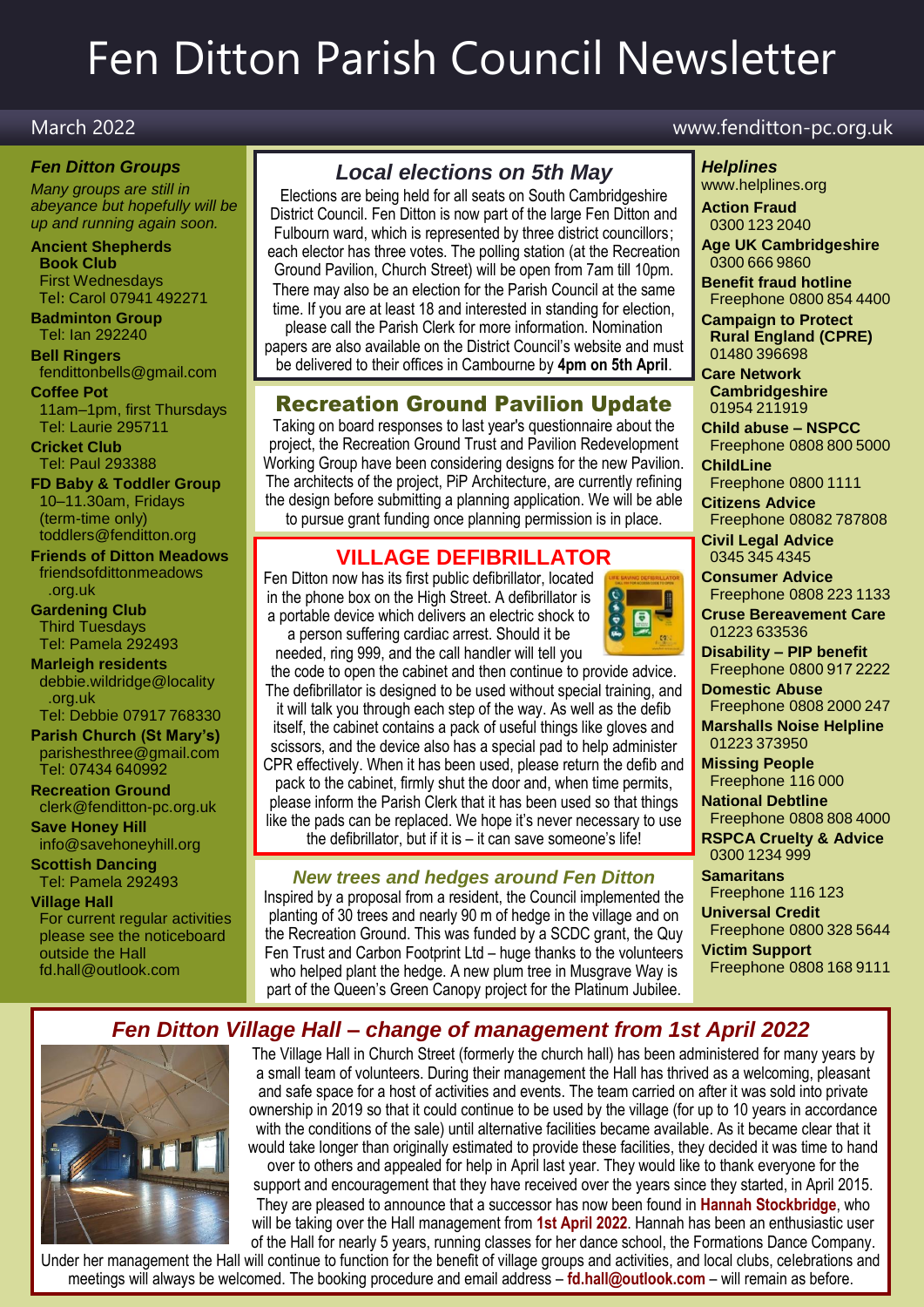# Fen Ditton Parish Council Newsletter

March 2022

www.fenditton-pc.org.uk

## *Fen Ditton Groups*

*Many groups are still in abeyance but hopefully will be up and running again soon.*

**Ancient Shepherds Book Club**
First Wednesdays
Tel: Carol 07941 492271

**Badminton Group**
Tel: Ian 292240

**Bell Ringers**
fendittonbells@gmail.com

**Coffee Pot**
11am–1pm, first Thursdays
Tel: Laurie 295711

**Cricket Club**
Tel: Paul 293388

**FD Baby & Toddler Group**
10–11.30am, Fridays (term-time only)
toddlers@fenditton.org

**Friends of Ditton Meadows**
friendsofdittonmeadows.org.uk

**Gardening Club**
Third Tuesdays
Tel: Pamela 292493

**Marleigh residents**
debbie.wildridge@locality.org.uk
Tel: Debbie 07917 768330

**Parish Church (St Mary's)**
parishesthree@gmail.com
Tel: 07434 640992

**Recreation Ground**
clerk@fenditton-pc.org.uk

**Save Honey Hill**
info@savehoneyhill.org

**Scottish Dancing**
Tel: Pamela 292493

**Village Hall**
For current regular activities please see the noticeboard outside the Hall
fd.hall@outlook.com

## *Local elections on 5th May*

Elections are being held for all seats on South Cambridgeshire District Council. Fen Ditton is now part of the large Fen Ditton and Fulbourn ward, which is represented by three district councillors; each elector has three votes. The polling station (at the Recreation Ground Pavilion, Church Street) will be open from 7am till 10pm. There may also be an election for the Parish Council at the same time. If you are at least 18 and interested in standing for election, please call the Parish Clerk for more information. Nomination papers are also available on the District Council's website and must be delivered to their offices in Cambourne by **4pm on 5th April**.

## Recreation Ground Pavilion Update

Taking on board responses to last year's questionnaire about the project, the Recreation Ground Trust and Pavilion Redevelopment Working Group have been considering designs for the new Pavilion. The architects of the project, PiP Architecture, are currently refining the design before submitting a planning application. We will be able to pursue grant funding once planning permission is in place.

## VILLAGE DEFIBRILLATOR

Fen Ditton now has its first public defibrillator, located in the phone box on the High Street. A defibrillator is a portable device which delivers an electric shock to a person suffering cardiac arrest. Should it be needed, ring 999, and the call handler will tell you the code to open the cabinet and then continue to provide advice. The defibrillator is designed to be used without special training, and it will talk you through each step of the way. As well as the defib itself, the cabinet contains a pack of useful things like gloves and scissors, and the device also has a special pad to help administer CPR effectively. When it has been used, please return the defib and pack to the cabinet, firmly shut the door and, when time permits, please inform the Parish Clerk that it has been used so that things like the pads can be replaced. We hope it's never necessary to use the defibrillator, but if it is – it can save someone's life!

## *New trees and hedges around Fen Ditton*

Inspired by a proposal from a resident, the Council implemented the planting of 30 trees and nearly 90 m of hedge in the village and on the Recreation Ground. This was funded by a SCDC grant, the Quy Fen Trust and Carbon Footprint Ltd – huge thanks to the volunteers who helped plant the hedge. A new plum tree in Musgrave Way is part of the Queen's Green Canopy project for the Platinum Jubilee.

## *Helplines*

www.helplines.org

**Action Fraud**
0300 123 2040

**Age UK Cambridgeshire**
0300 666 9860

**Benefit fraud hotline**
Freephone 0800 854 4400

**Campaign to Protect Rural England (CPRE)**
01480 396698

**Care Network Cambridgeshire**
01954 211919

**Child abuse – NSPCC**
Freephone 0808 800 5000

**ChildLine**
Freephone 0800 1111

**Citizens Advice**
Freephone 08082 787808

**Civil Legal Advice**
0345 345 4345

**Consumer Advice**
Freephone 0808 223 1133

**Cruse Bereavement Care**
01223 633536

**Disability – PIP benefit**
Freephone 0800 917 2222

**Domestic Abuse**
Freephone 0808 2000 247

**Marshalls Noise Helpline**
01223 373950

**Missing People**
Freephone 116 000

**National Debtline**
Freephone 0808 808 4000

**RSPCA Cruelty & Advice**
0300 1234 999

**Samaritans**
Freephone 116 123

**Universal Credit**
Freephone 0800 328 5644

**Victim Support**
Freephone 0808 168 9111

## *Fen Ditton Village Hall – change of management from 1st April 2022*

The Village Hall in Church Street (formerly the church hall) has been administered for many years by a small team of volunteers. During their management the Hall has thrived as a welcoming, pleasant and safe space for a host of activities and events. The team carried on after it was sold into private ownership in 2019 so that it could continue to be used by the village (for up to 10 years in accordance with the conditions of the sale) until alternative facilities became available. As it became clear that it would take longer than originally estimated to provide these facilities, they decided it was time to hand over to others and appealed for help in April last year. They would like to thank everyone for the support and encouragement that they have received over the years since they started, in April 2015. They are pleased to announce that a successor has now been found in **Hannah Stockbridge**, who will be taking over the Hall management from **1st April 2022**. Hannah has been an enthusiastic user of the Hall for nearly 5 years, running classes for her dance school, the Formations Dance Company. Under her management the Hall will continue to function for the benefit of village groups and activities, and local clubs, celebrations and meetings will always be welcomed. The booking procedure and email address – **fd.hall@outlook.com** – will remain as before.